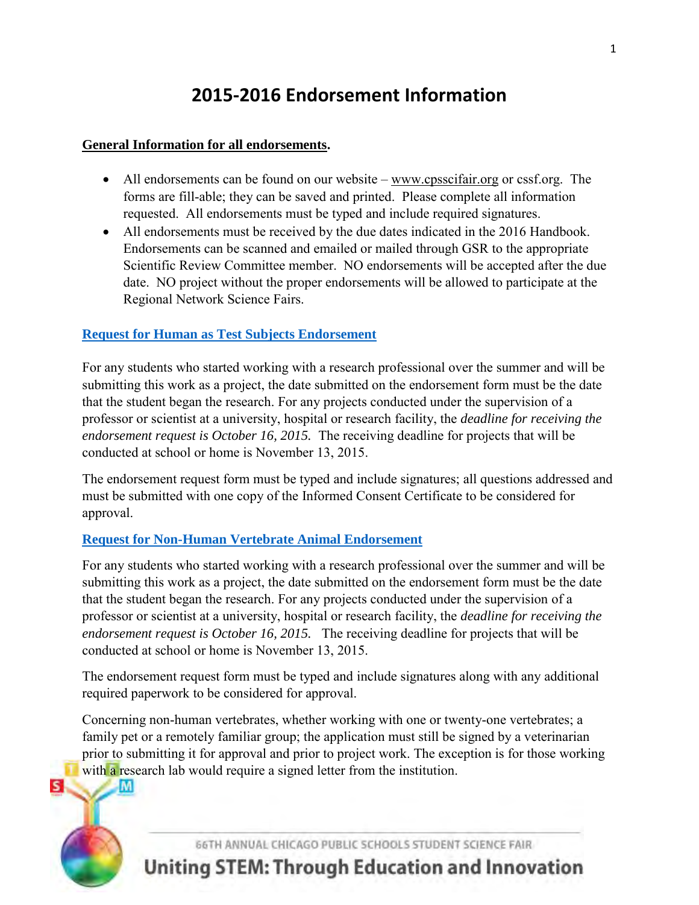# 2015-2016 Endorsement Information

**General Information for all endorsements.**

- All endorsements can be found on our website – www.cpsscifair.org or cssf.org. The forms are fill-able; they can be saved and printed. Please complete all information requested. All endorsements must be typed and include required signatures.
- All endorsements must be received by the due dates indicated in the 2016 Handbook. Endorsements can be scanned and emailed or mailed through GSR to the appropriate Scientific Review Committee member. NO endorsements will be accepted after the due date. NO project without the proper endorsements will be allowed to participate at the Regional Network Science Fairs.

## Request for Human as Test Subjects Endorsement

For any students who started working with a research professional over the summer and will be submitting this work as a project, the date submitted on the endorsement form must be the date that the student began the research. For any projects conducted under the supervision of a professor or scientist at a university, hospital or research facility, the *deadline for receiving the endorsement request is October 16, 2015.* The receiving deadline for projects that will be conducted at school or home is November 13, 2015.

The endorsement request form must be typed and include signatures; all questions addressed and must be submitted with one copy of the Informed Consent Certificate to be considered for approval.

## Request for Non-Human Vertebrate Animal Endorsement

For any students who started working with a research professional over the summer and will be submitting this work as a project, the date submitted on the endorsement form must be the date that the student began the research. For any projects conducted under the supervision of a professor or scientist at a university, hospital or research facility, the *deadline for receiving the endorsement request is October 16, 2015.* The receiving deadline for projects that will be conducted at school or home is November 13, 2015.

The endorsement request form must be typed and include signatures along with any additional required paperwork to be considered for approval.

Concerning non-human vertebrates, whether working with one or twenty-one vertebrates; a family pet or a remotely familiar group; the application must still be signed by a veterinarian prior to submitting it for approval and prior to project work. The exception is for those working with a research lab would require a signed letter from the institution.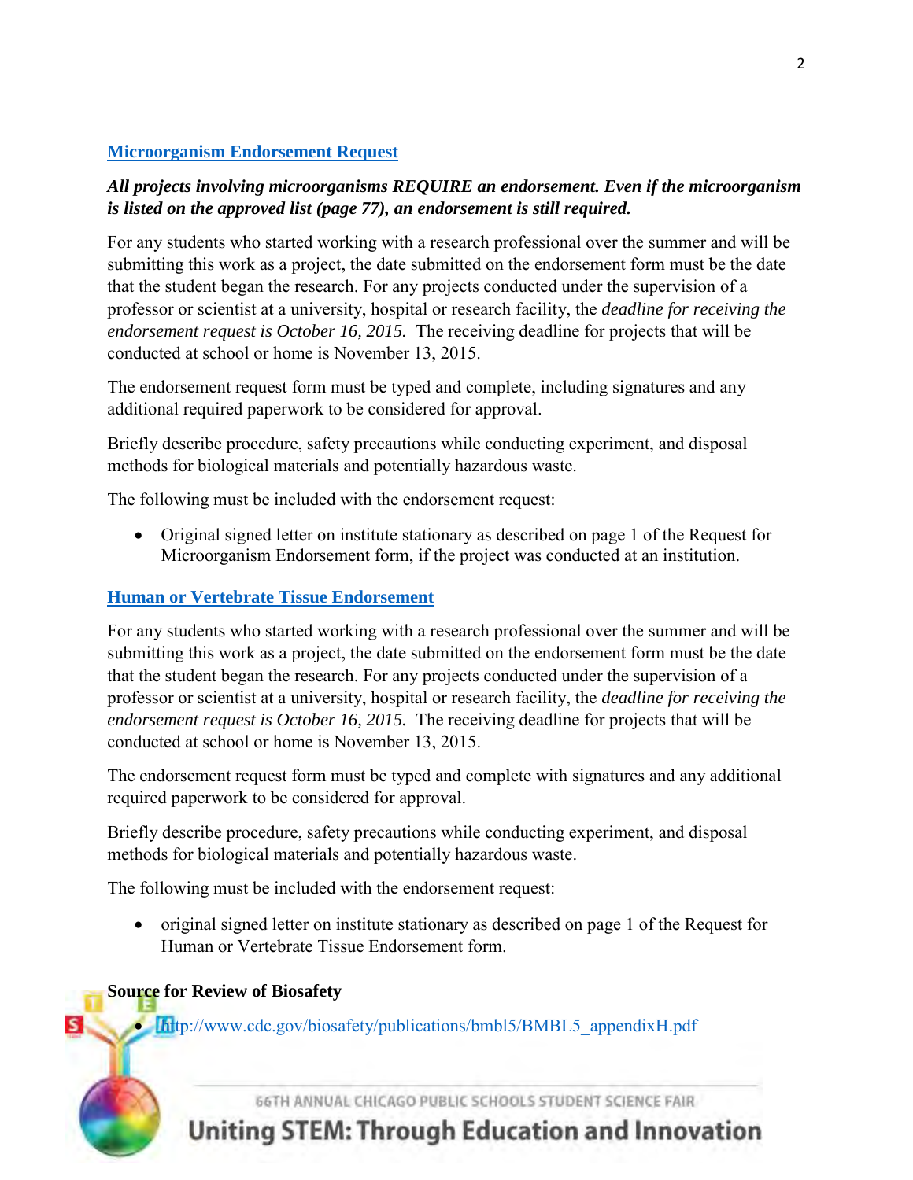## Microorganism Endorsement Request

***All projects involving microorganisms REQUIRE an endorsement. Even if the microorganism is listed on the approved list (page 77), an endorsement is still required.***

For any students who started working with a research professional over the summer and will be submitting this work as a project, the date submitted on the endorsement form must be the date that the student began the research. For any projects conducted under the supervision of a professor or scientist at a university, hospital or research facility, the *deadline for receiving the endorsement request is October 16, 2015.* The receiving deadline for projects that will be conducted at school or home is November 13, 2015.

The endorsement request form must be typed and complete, including signatures and any additional required paperwork to be considered for approval.

Briefly describe procedure, safety precautions while conducting experiment, and disposal methods for biological materials and potentially hazardous waste.

The following must be included with the endorsement request:

- Original signed letter on institute stationary as described on page 1 of the Request for Microorganism Endorsement form, if the project was conducted at an institution.

## Human or Vertebrate Tissue Endorsement

For any students who started working with a research professional over the summer and will be submitting this work as a project, the date submitted on the endorsement form must be the date that the student began the research. For any projects conducted under the supervision of a professor or scientist at a university, hospital or research facility, the *deadline for receiving the endorsement request is October 16, 2015.* The receiving deadline for projects that will be conducted at school or home is November 13, 2015.

The endorsement request form must be typed and complete with signatures and any additional required paperwork to be considered for approval.

Briefly describe procedure, safety precautions while conducting experiment, and disposal methods for biological materials and potentially hazardous waste.

The following must be included with the endorsement request:

- original signed letter on institute stationary as described on page 1 of the Request for Human or Vertebrate Tissue Endorsement form.

**Source for Review of Biosafety**

- http://www.cdc.gov/biosafety/publications/bmbl5/BMBL5_appendixH.pdf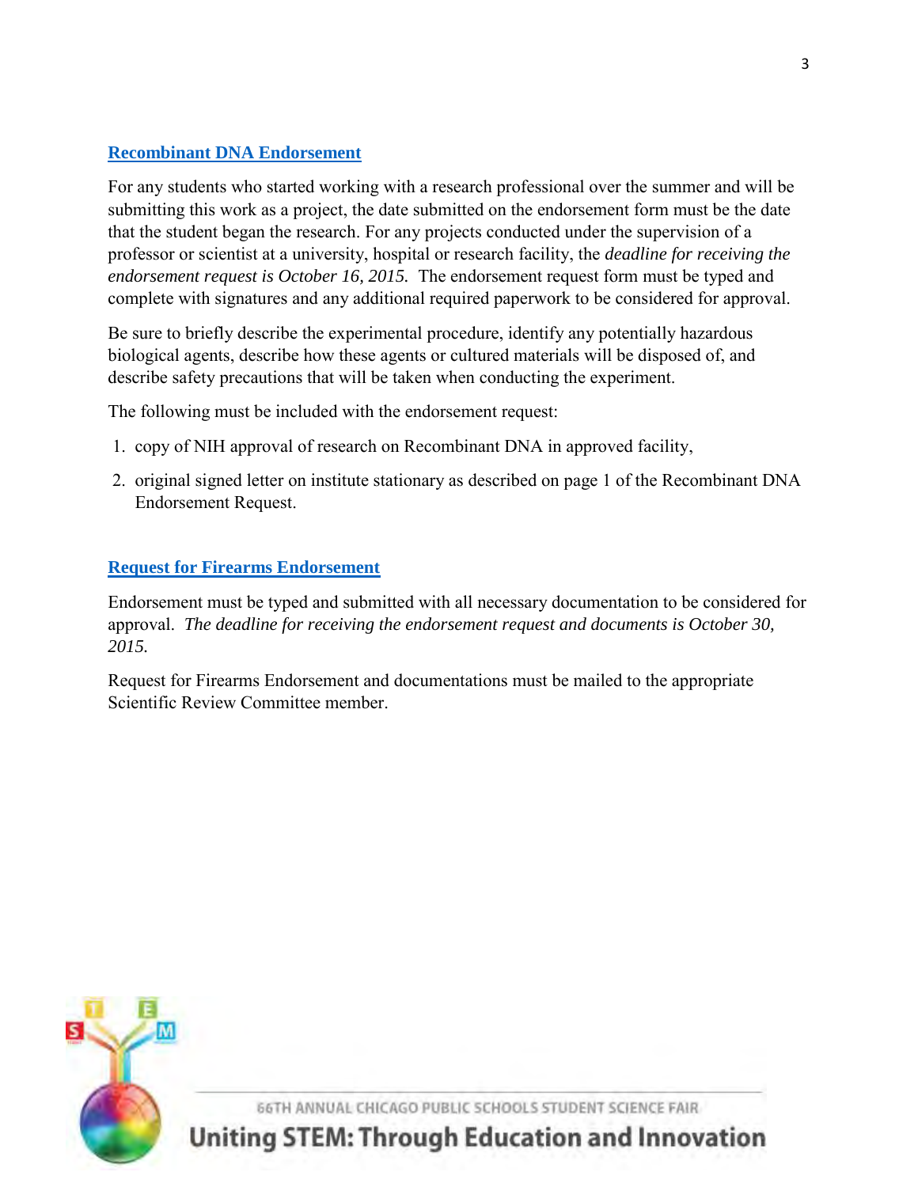## [Recombinant DNA Endorsement](#)

For any students who started working with a research professional over the summer and will be submitting this work as a project, the date submitted on the endorsement form must be the date that the student began the research. For any projects conducted under the supervision of a professor or scientist at a university, hospital or research facility, the *deadline for receiving the endorsement request is October 16, 2015.* The endorsement request form must be typed and complete with signatures and any additional required paperwork to be considered for approval.

Be sure to briefly describe the experimental procedure, identify any potentially hazardous biological agents, describe how these agents or cultured materials will be disposed of, and describe safety precautions that will be taken when conducting the experiment.

The following must be included with the endorsement request:

1. copy of NIH approval of research on Recombinant DNA in approved facility,
2. original signed letter on institute stationary as described on page 1 of the Recombinant DNA Endorsement Request.

## [Request for Firearms Endorsement](#)

Endorsement must be typed and submitted with all necessary documentation to be considered for approval. *The deadline for receiving the endorsement request and documents is October 30, 2015.*

Request for Firearms Endorsement and documentations must be mailed to the appropriate Scientific Review Committee member.